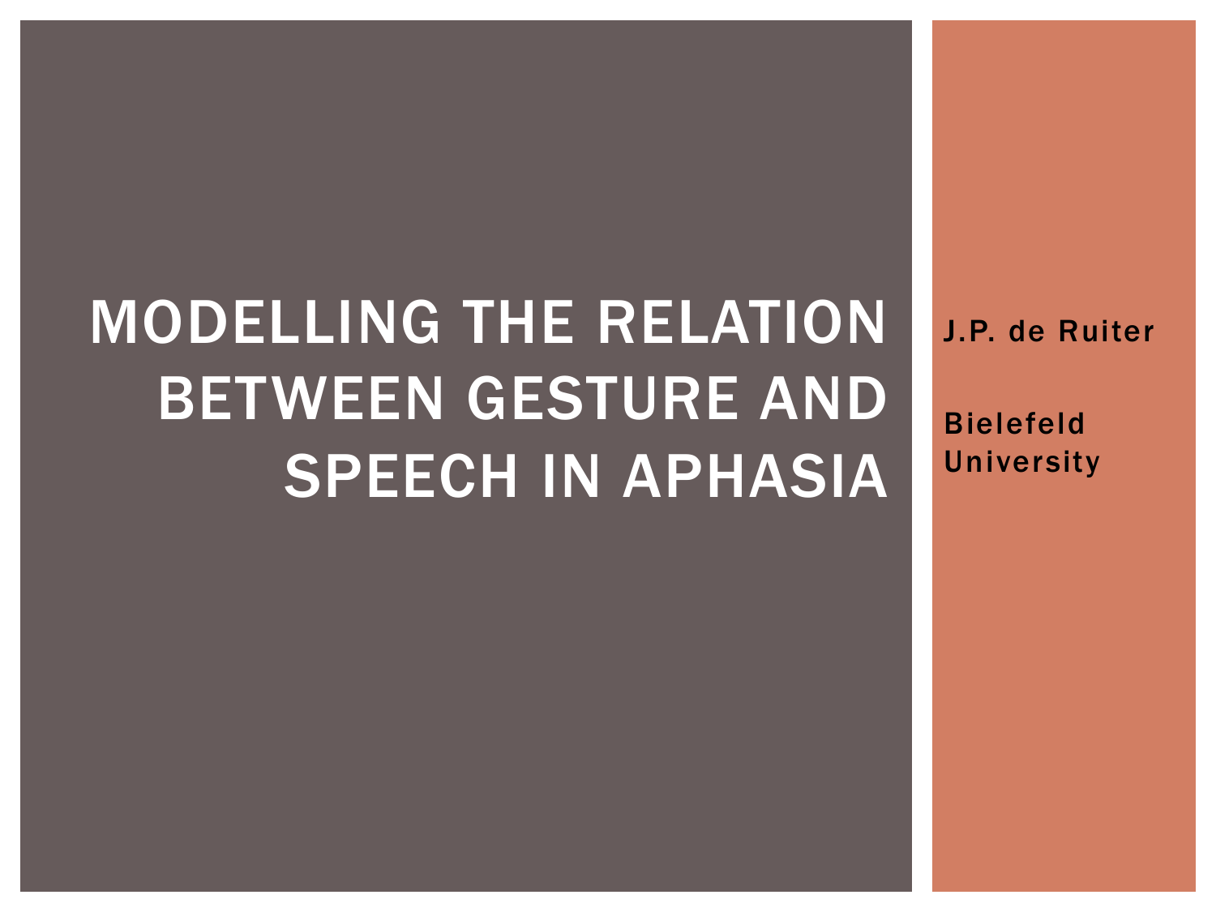# MODELLING THE RELATION BETWEEN GESTURE AND SPEECH IN APHASIA

J.P. de Ruiter

Bielefeld University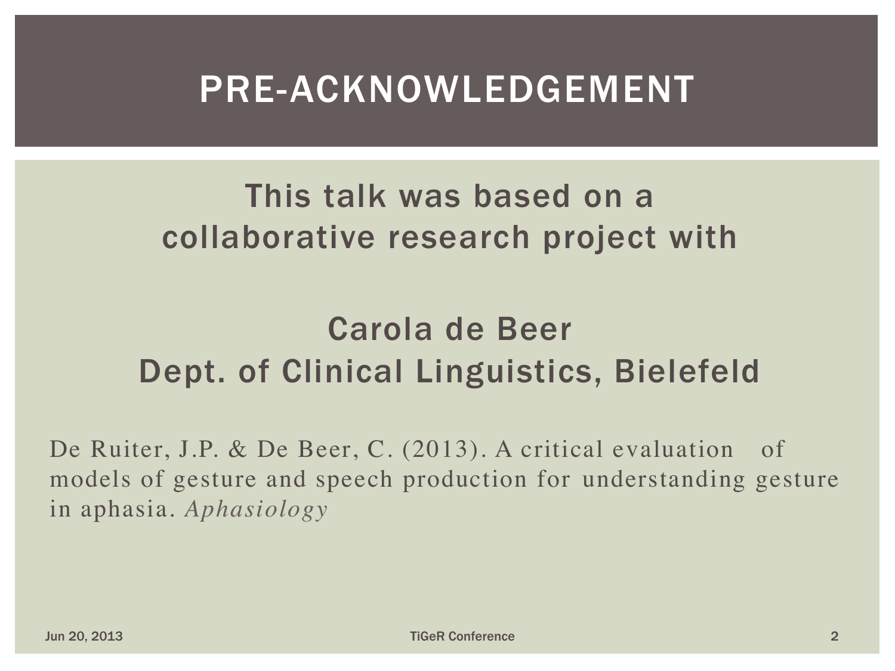# PRE-ACKNOWLEDGEMENT

This talk was based on a collaborative research project with

Carola de Beer
Dept. of Clinical Linguistics, Bielefeld

De Ruiter, J.P. & De Beer, C. (2013). A critical evaluation of models of gesture and speech production for understanding gesture in aphasia. *Aphasiology*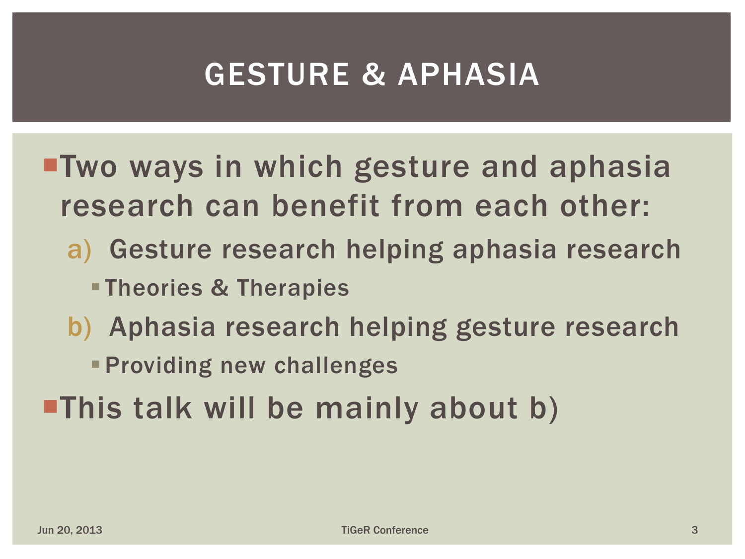# GESTURE & APHASIA

- Two ways in which gesture and aphasia research can benefit from each other:
  a) Gesture research helping aphasia research
     - Theories & Therapies
  
  b) Aphasia research helping gesture research
     - Providing new challenges
- This talk will be mainly about b)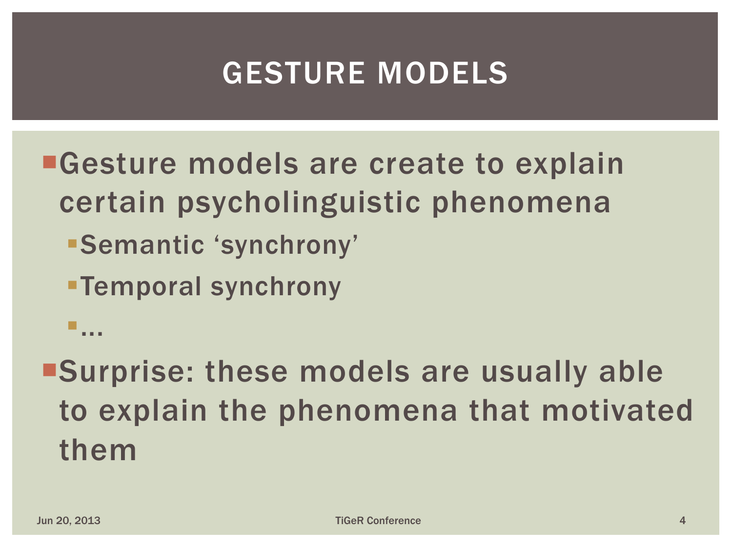# GESTURE MODELS

- Gesture models are create to explain certain psycholinguistic phenomena
  - Semantic ‘synchrony’
  - Temporal synchrony
  - …
- Surprise: these models are usually able to explain the phenomena that motivated them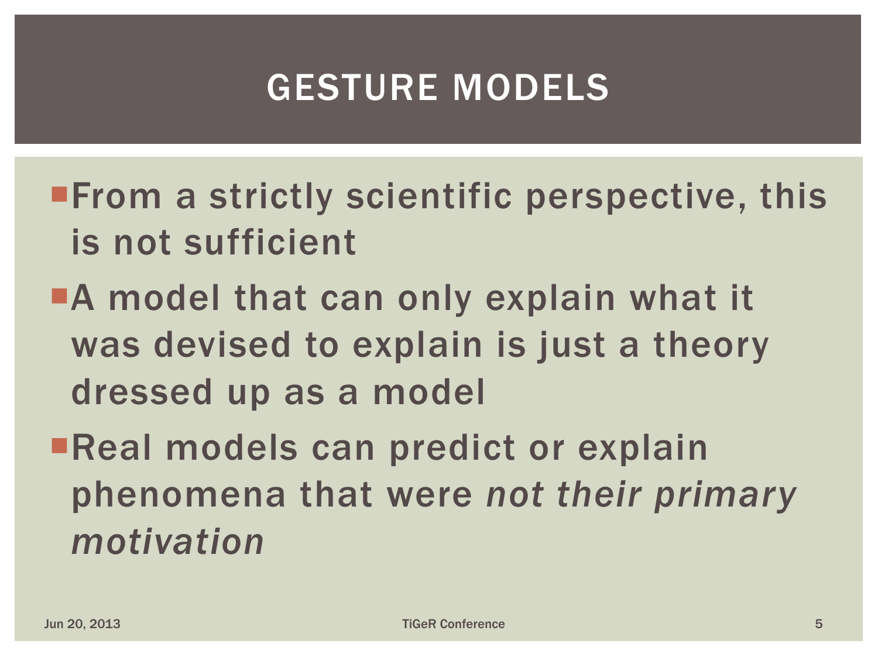# GESTURE MODELS

- From a strictly scientific perspective, this is not sufficient
- A model that can only explain what it was devised to explain is just a theory dressed up as a model
- Real models can predict or explain phenomena that were *not their primary motivation*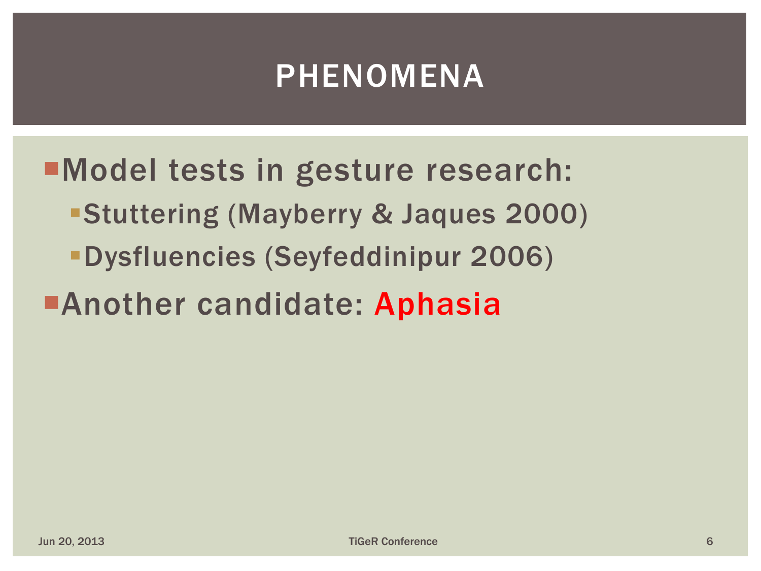# PHENOMENA

- Model tests in gesture research:
  - Stuttering (Mayberry & Jaques 2000)
  - Dysfluencies (Seyfeddinipur 2006)
- Another candidate: Aphasia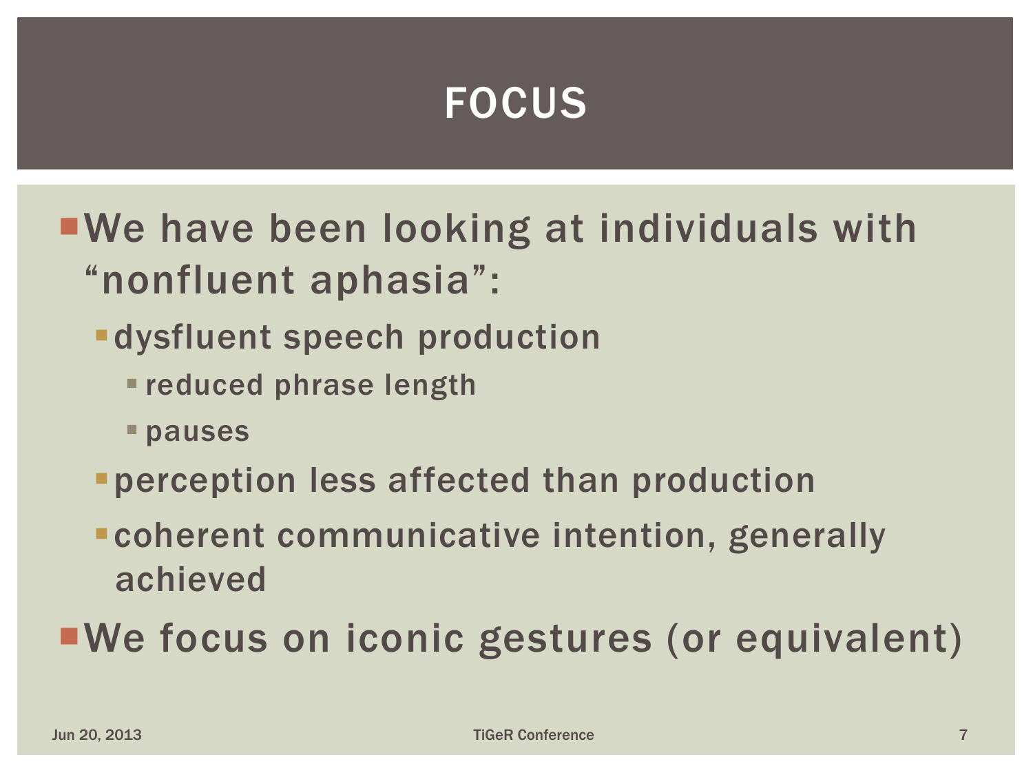# FOCUS

- We have been looking at individuals with "nonfluent aphasia":
  - dysfluent speech production
    - reduced phrase length
    - pauses
  - perception less affected than production
  - coherent communicative intention, generally achieved
- We focus on iconic gestures (or equivalent)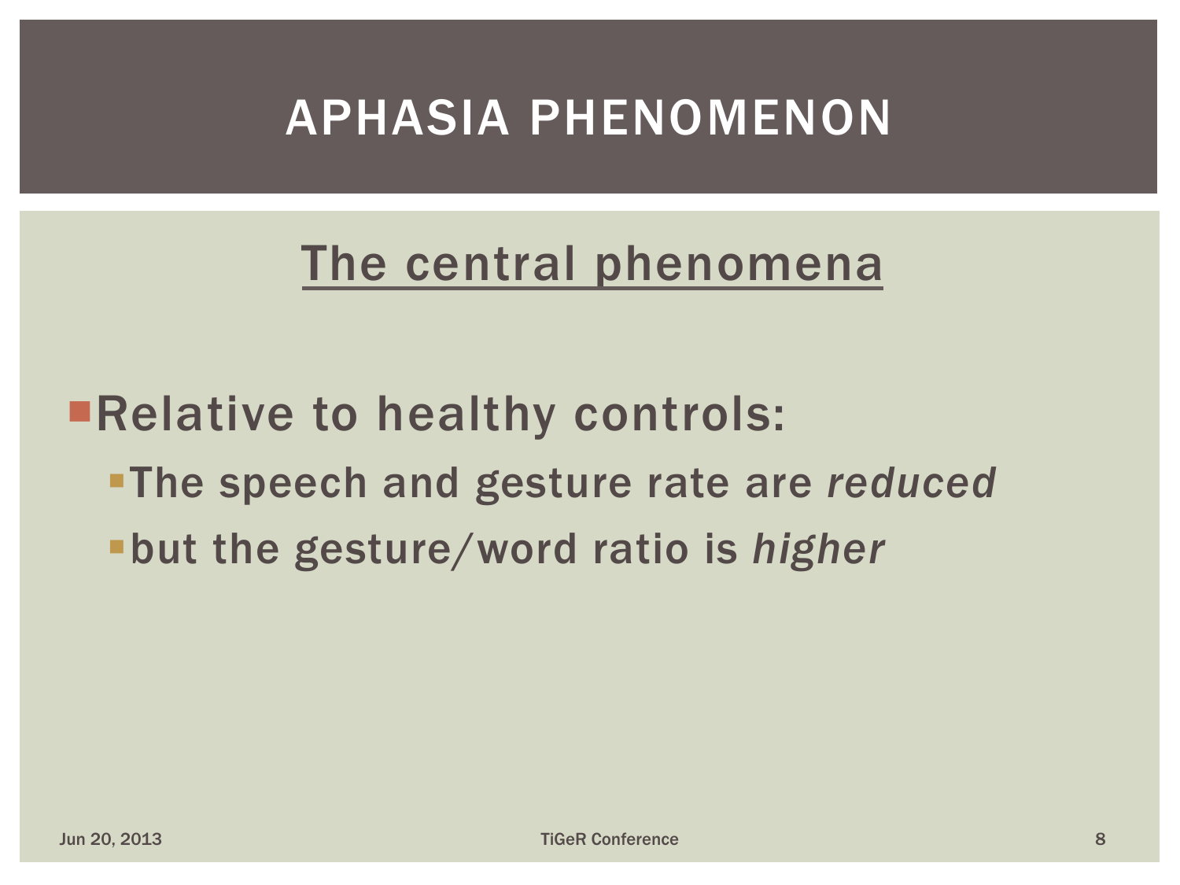# APHASIA PHENOMENON

## The central phenomena

- Relative to healthy controls:
  - The speech and gesture rate are *reduced*
  - but the gesture/word ratio is *higher*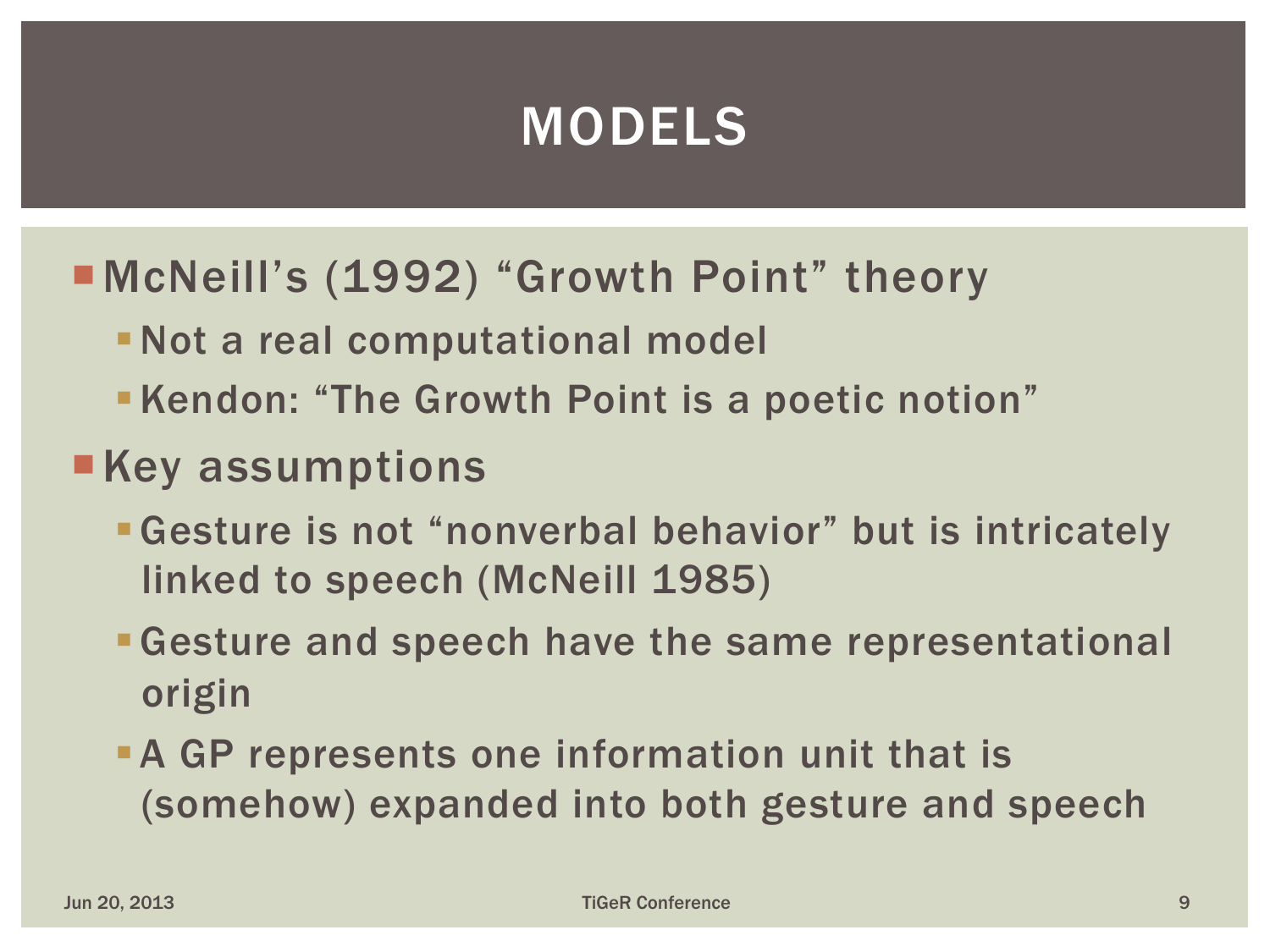# MODELS

- McNeill's (1992) "Growth Point" theory
  - Not a real computational model
  - Kendon: "The Growth Point is a poetic notion"
- Key assumptions
  - Gesture is not "nonverbal behavior" but is intricately linked to speech (McNeill 1985)
  - Gesture and speech have the same representational origin
  - A GP represents one information unit that is (somehow) expanded into both gesture and speech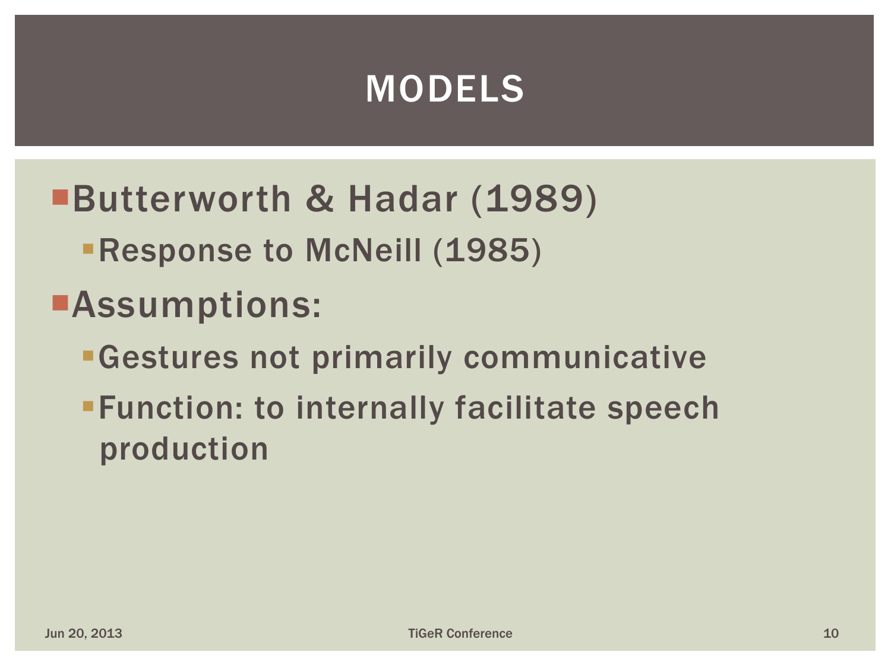# MODELS

- Butterworth & Hadar (1989)
  - Response to McNeill (1985)
- Assumptions:
  - Gestures not primarily communicative
  - Function: to internally facilitate speech production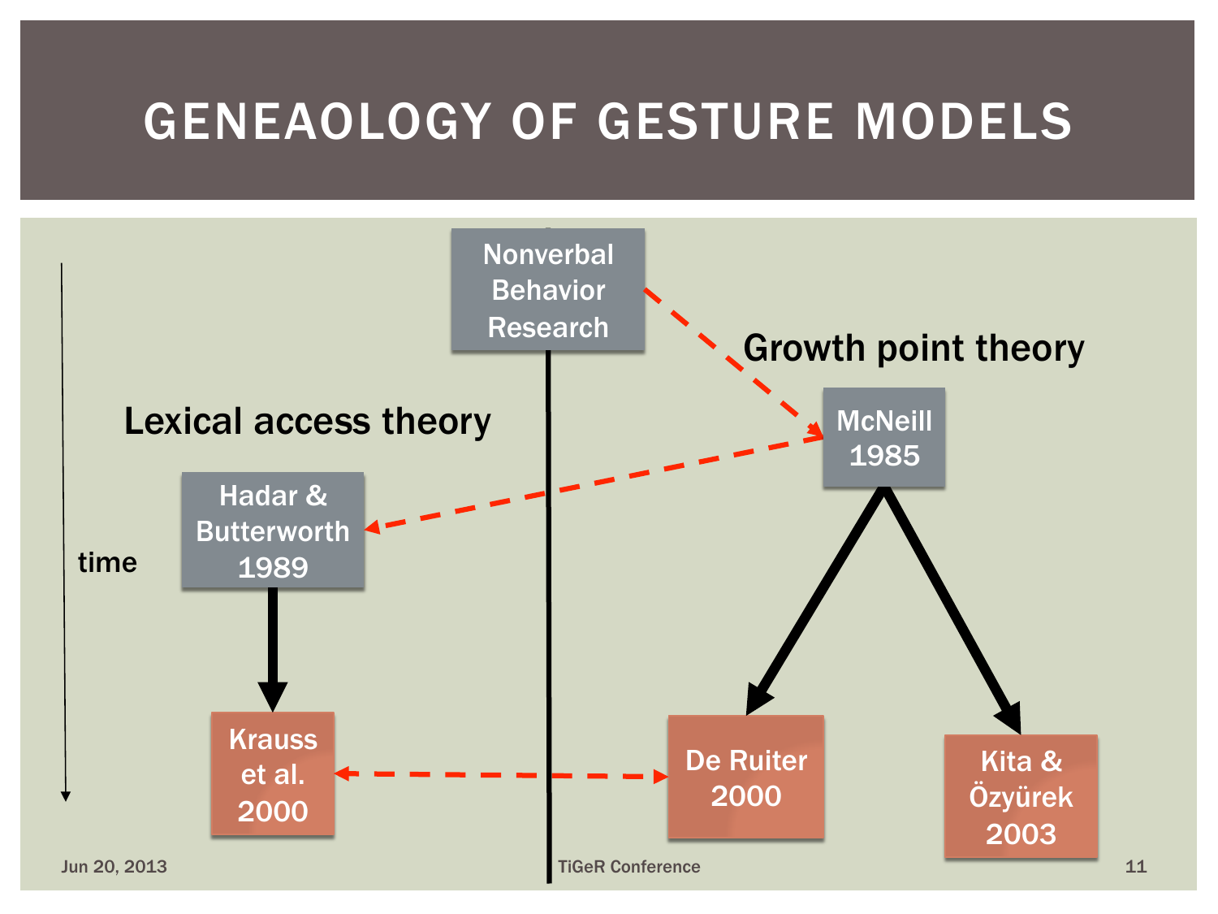# GENEAOLOGY OF GESTURE MODELS

Nonverbal Behavior Research

Growth point theory

Lexical access theory

McNeill 1985

Hadar & Butterworth 1989

time

Krauss et al. 2000

De Ruiter 2000

Kita & Özyürek 2003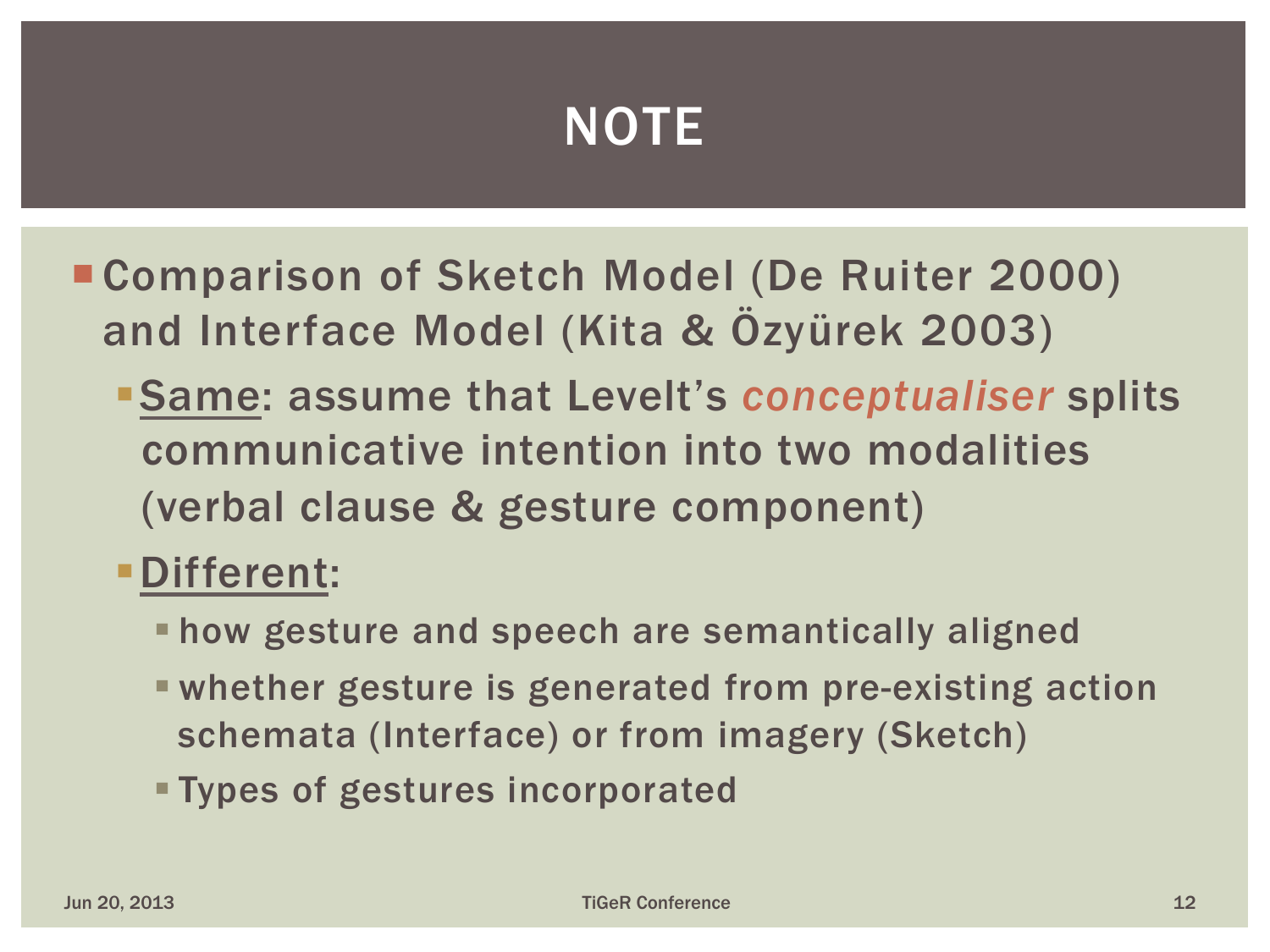# NOTE

- Comparison of Sketch Model (De Ruiter 2000) and Interface Model (Kita & Özyürek 2003)
  - Same: assume that Levelt's *conceptualiser* splits communicative intention into two modalities (verbal clause & gesture component)
  - Different:
    - how gesture and speech are semantically aligned
    - whether gesture is generated from pre-existing action schemata (Interface) or from imagery (Sketch)
    - Types of gestures incorporated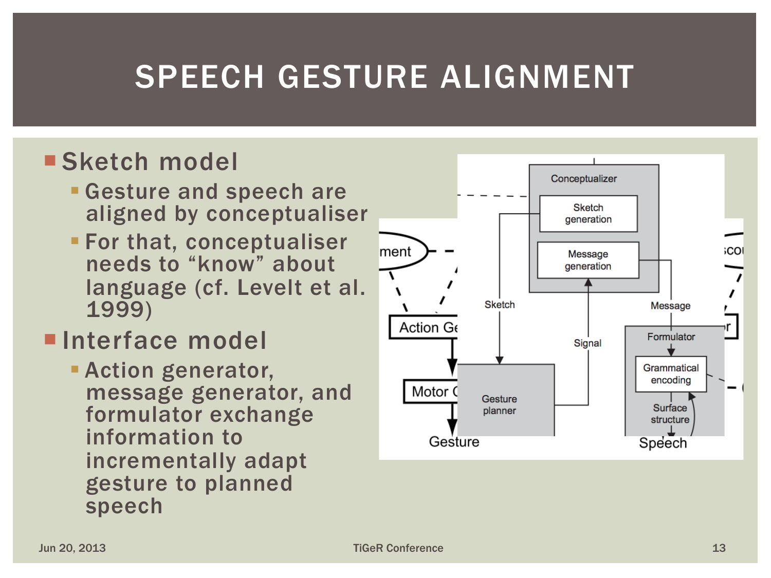# SPEECH GESTURE ALIGNMENT

- Sketch model
  - Gesture and speech are aligned by conceptualiser
  - For that, conceptualiser needs to "know" about language (cf. Levelt et al. 1999)
- Interface model
  - Action generator, message generator, and formulator exchange information to incrementally adapt gesture to planned speech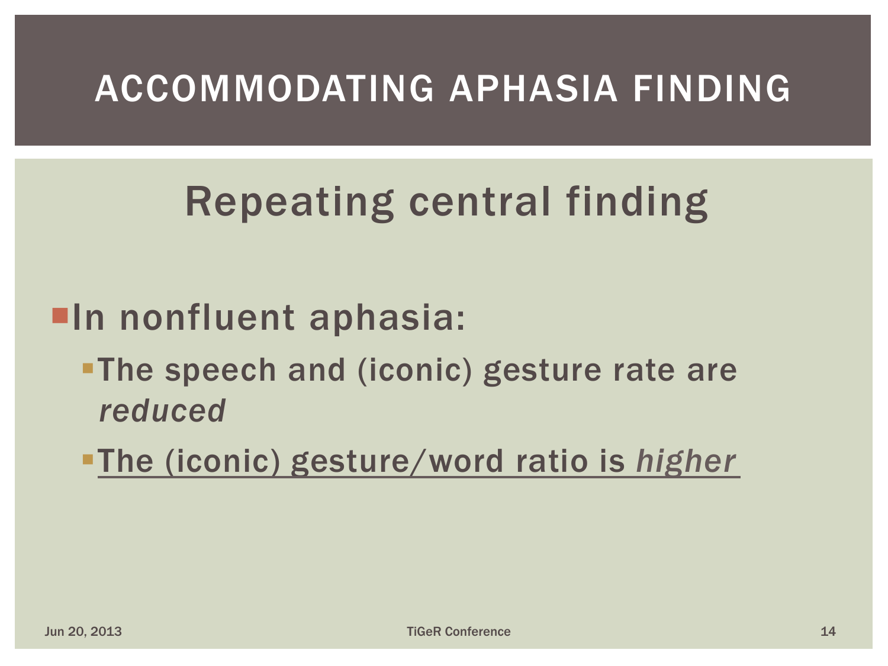# ACCOMMODATING APHASIA FINDING

## Repeating central finding

- In nonfluent aphasia:
  - The speech and (iconic) gesture rate are *reduced*
  - <u>The (iconic) gesture/word ratio is *higher*</u>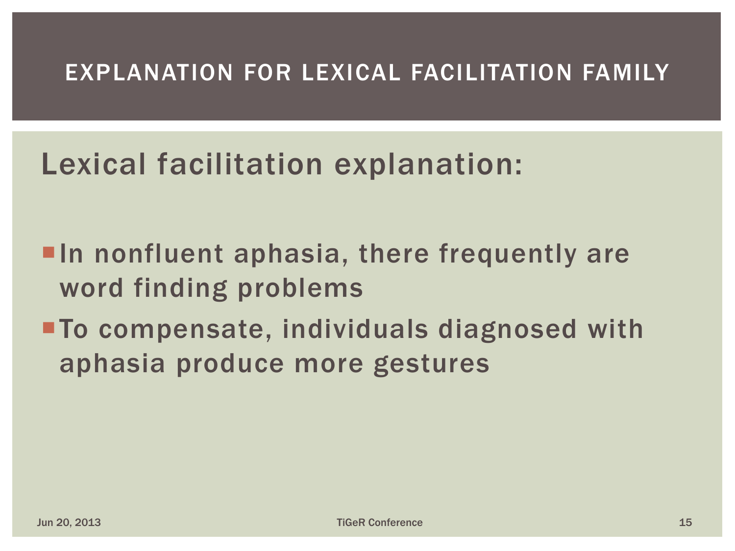# EXPLANATION FOR LEXICAL FACILITATION FAMILY

## Lexical facilitation explanation:

- In nonfluent aphasia, there frequently are word finding problems
- To compensate, individuals diagnosed with aphasia produce more gestures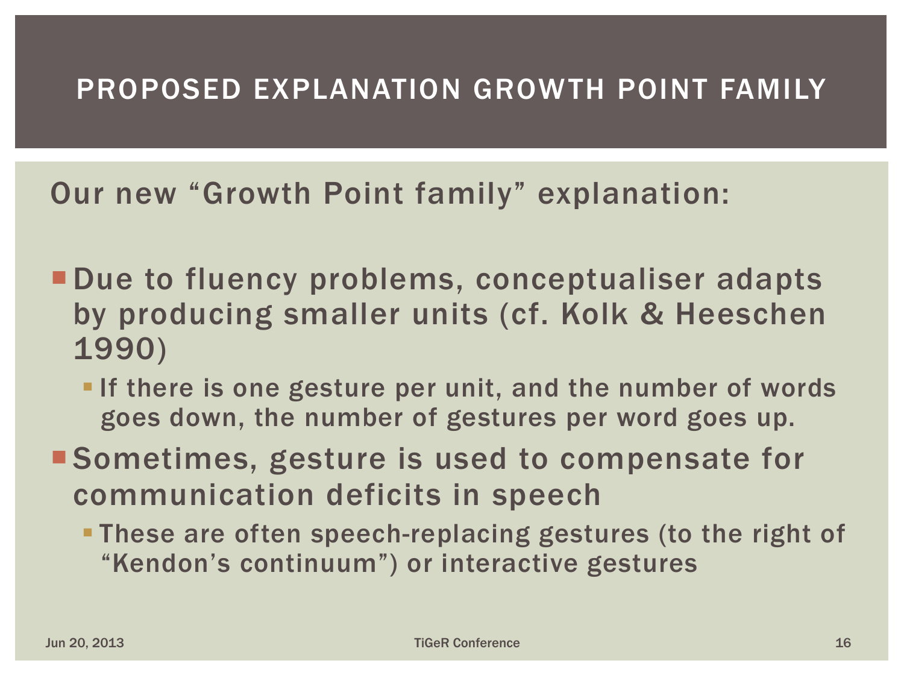# PROPOSED EXPLANATION GROWTH POINT FAMILY

Our new "Growth Point family" explanation:

- Due to fluency problems, conceptualiser adapts by producing smaller units (cf. Kolk & Heeschen 1990)
  - If there is one gesture per unit, and the number of words goes down, the number of gestures per word goes up.
- Sometimes, gesture is used to compensate for communication deficits in speech
  - These are often speech-replacing gestures (to the right of "Kendon's continuum") or interactive gestures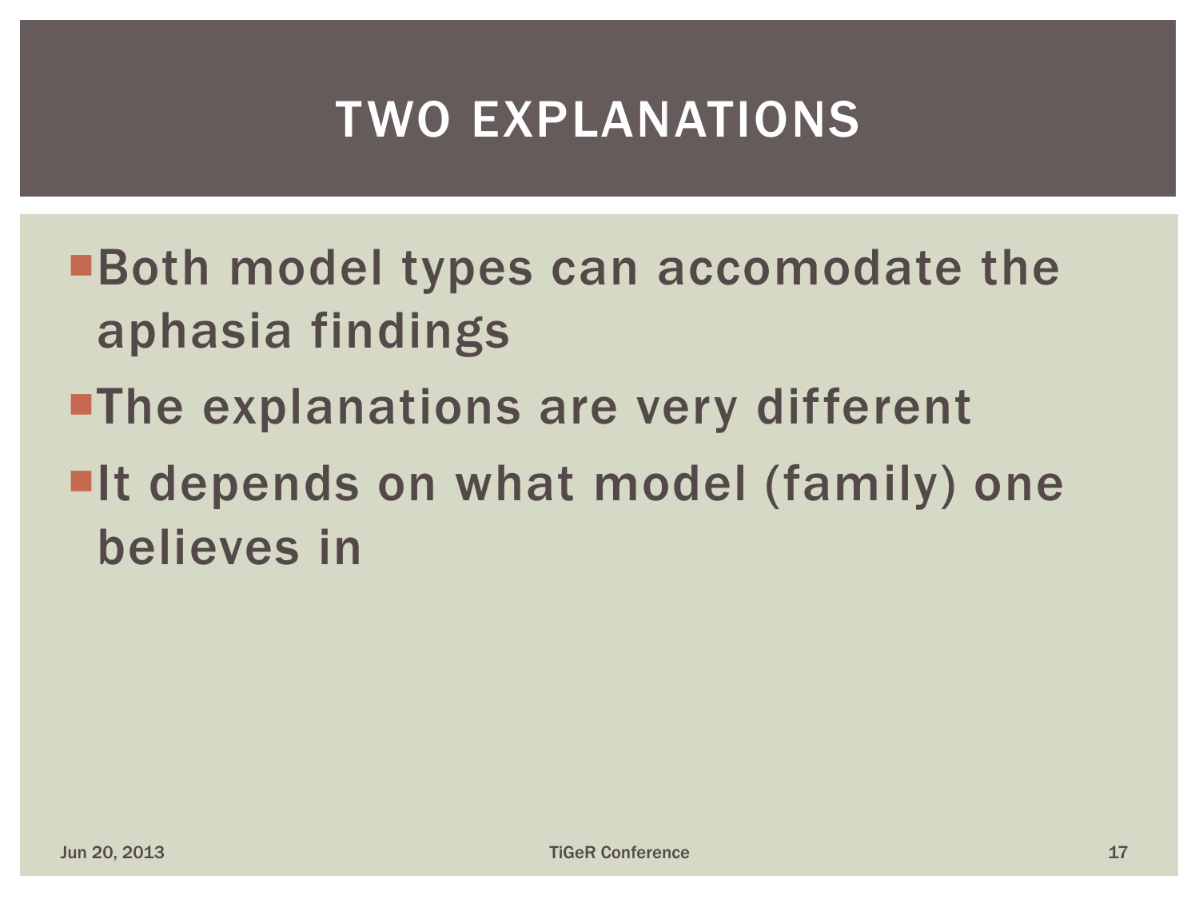# TWO EXPLANATIONS

- Both model types can accomodate the aphasia findings
- The explanations are very different
- It depends on what model (family) one believes in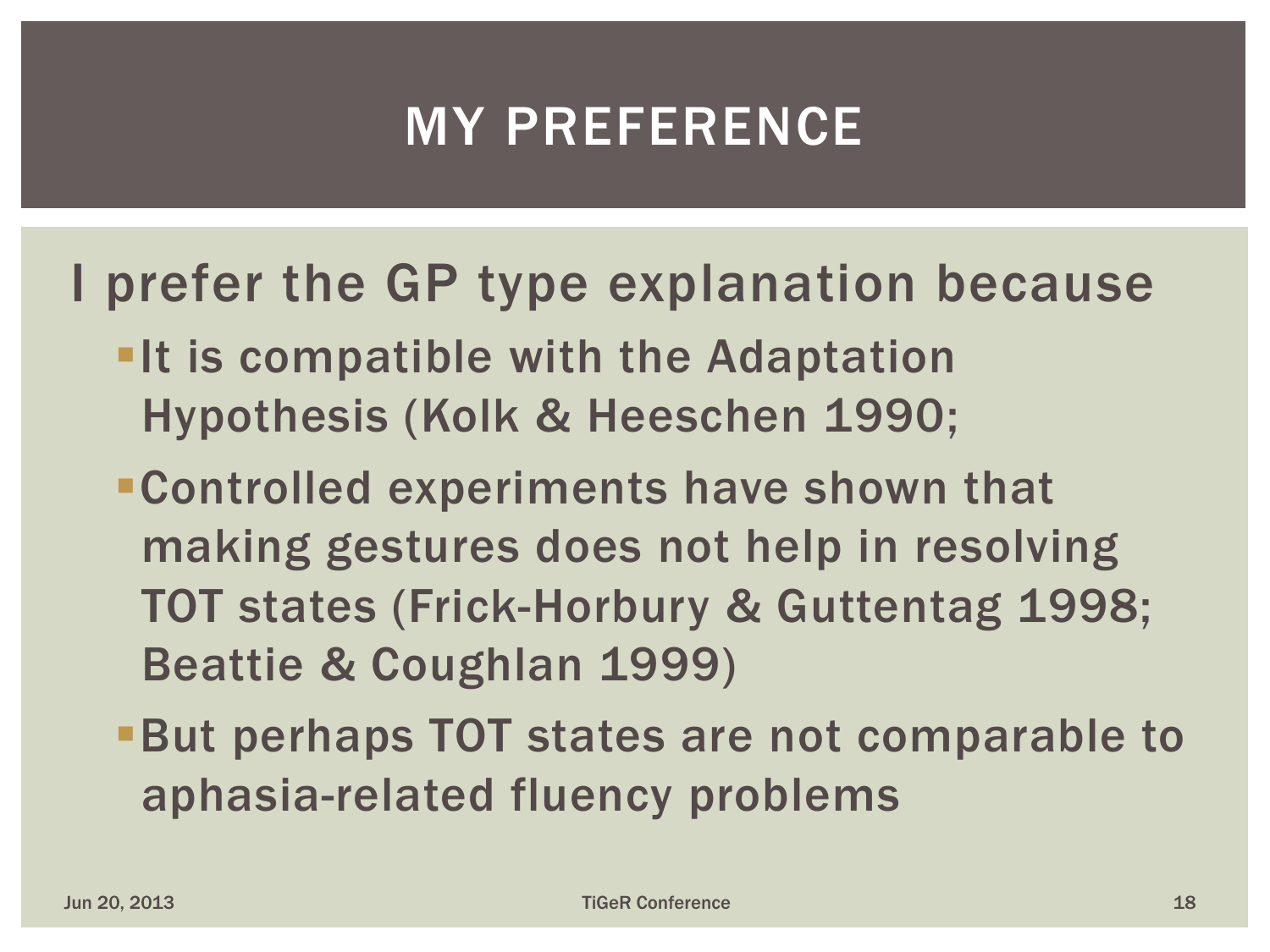# MY PREFERENCE

I prefer the GP type explanation because

- It is compatible with the Adaptation Hypothesis (Kolk & Heeschen 1990;
- Controlled experiments have shown that making gestures does not help in resolving TOT states (Frick-Horbury & Guttentag 1998; Beattie & Coughlan 1999)
- But perhaps TOT states are not comparable to aphasia-related fluency problems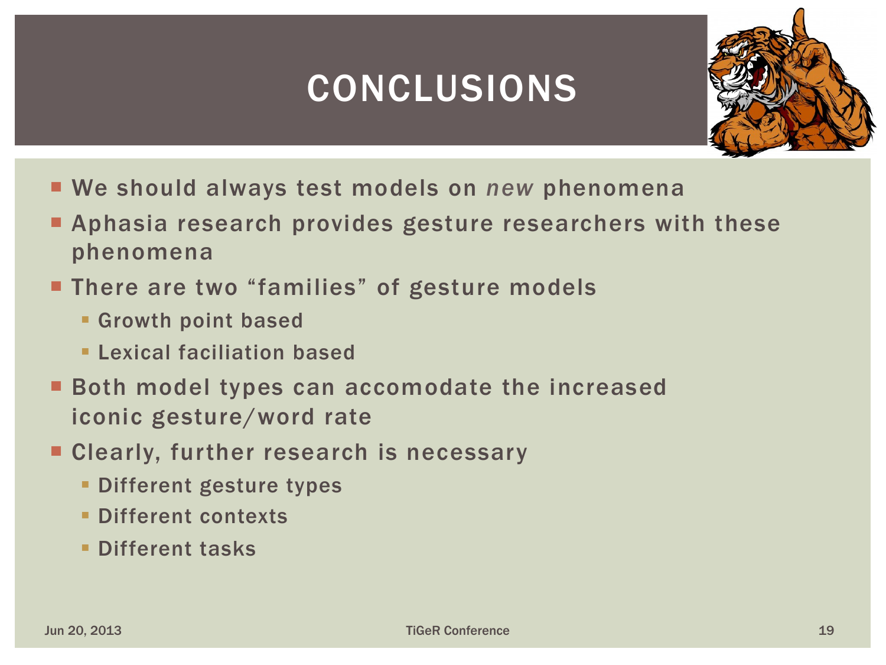# CONCLUSIONS

- We should always test models on *new* phenomena
- Aphasia research provides gesture researchers with these phenomena
- There are two “families” of gesture models
  - Growth point based
  - Lexical faciliation based
- Both model types can accomodate the increased iconic gesture/word rate
- Clearly, further research is necessary
  - Different gesture types
  - Different contexts
  - Different tasks